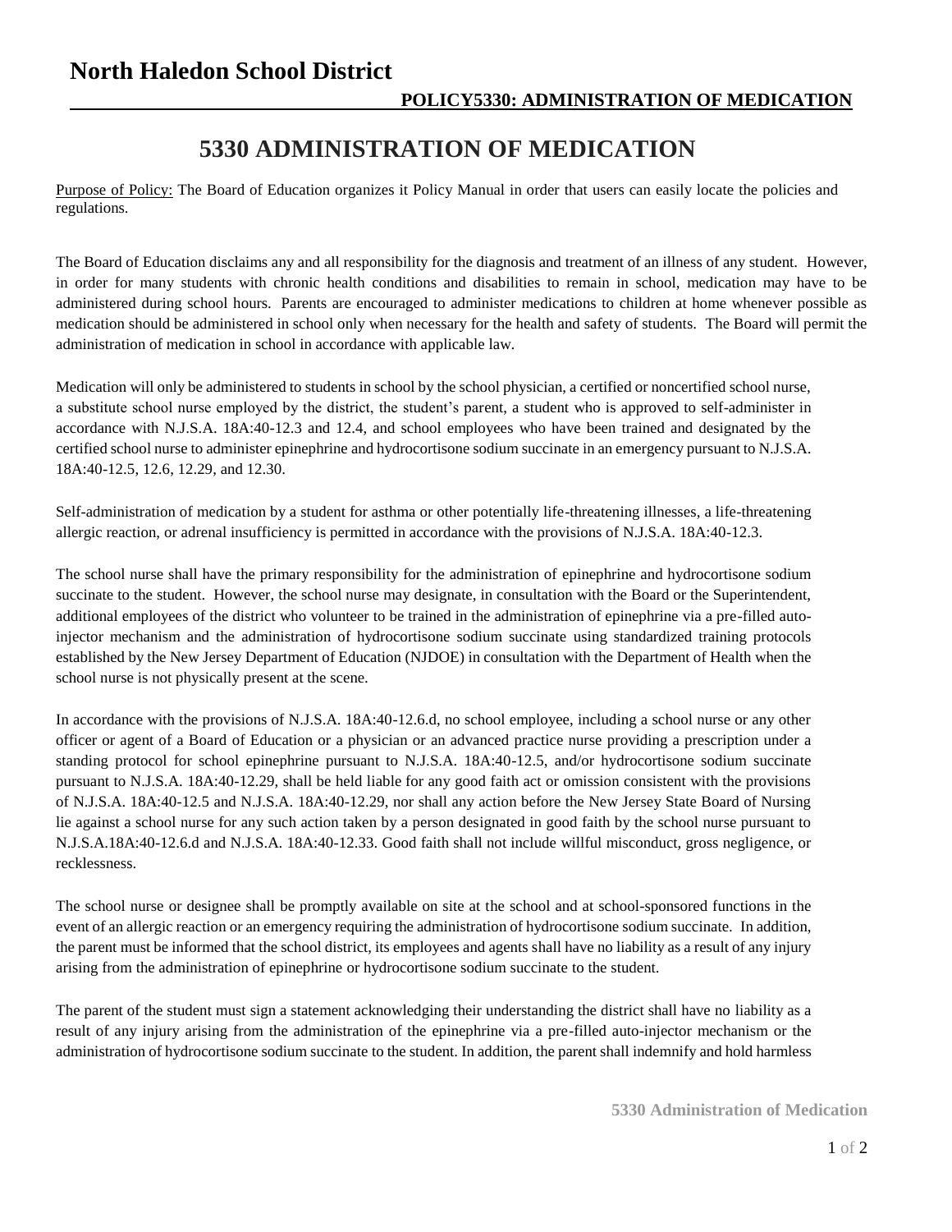# North Haledon School District

**POLICY5330: ADMINISTRATION OF MEDICATION**

## 5330 ADMINISTRATION OF MEDICATION

Purpose of Policy: The Board of Education organizes it Policy Manual in order that users can easily locate the policies and regulations.

The Board of Education disclaims any and all responsibility for the diagnosis and treatment of an illness of any student. However, in order for many students with chronic health conditions and disabilities to remain in school, medication may have to be administered during school hours. Parents are encouraged to administer medications to children at home whenever possible as medication should be administered in school only when necessary for the health and safety of students. The Board will permit the administration of medication in school in accordance with applicable law.

Medication will only be administered to students in school by the school physician, a certified or noncertified school nurse, a substitute school nurse employed by the district, the student's parent, a student who is approved to self-administer in accordance with N.J.S.A. 18A:40-12.3 and 12.4, and school employees who have been trained and designated by the certified school nurse to administer epinephrine and hydrocortisone sodium succinate in an emergency pursuant to N.J.S.A. 18A:40-12.5, 12.6, 12.29, and 12.30.

Self-administration of medication by a student for asthma or other potentially life-threatening illnesses, a life-threatening allergic reaction, or adrenal insufficiency is permitted in accordance with the provisions of N.J.S.A. 18A:40-12.3.

The school nurse shall have the primary responsibility for the administration of epinephrine and hydrocortisone sodium succinate to the student. However, the school nurse may designate, in consultation with the Board or the Superintendent, additional employees of the district who volunteer to be trained in the administration of epinephrine via a pre-filled auto-injector mechanism and the administration of hydrocortisone sodium succinate using standardized training protocols established by the New Jersey Department of Education (NJDOE) in consultation with the Department of Health when the school nurse is not physically present at the scene.

In accordance with the provisions of N.J.S.A. 18A:40-12.6.d, no school employee, including a school nurse or any other officer or agent of a Board of Education or a physician or an advanced practice nurse providing a prescription under a standing protocol for school epinephrine pursuant to N.J.S.A. 18A:40-12.5, and/or hydrocortisone sodium succinate pursuant to N.J.S.A. 18A:40-12.29, shall be held liable for any good faith act or omission consistent with the provisions of N.J.S.A. 18A:40-12.5 and N.J.S.A. 18A:40-12.29, nor shall any action before the New Jersey State Board of Nursing lie against a school nurse for any such action taken by a person designated in good faith by the school nurse pursuant to N.J.S.A.18A:40-12.6.d and N.J.S.A. 18A:40-12.33. Good faith shall not include willful misconduct, gross negligence, or recklessness.

The school nurse or designee shall be promptly available on site at the school and at school-sponsored functions in the event of an allergic reaction or an emergency requiring the administration of hydrocortisone sodium succinate. In addition, the parent must be informed that the school district, its employees and agents shall have no liability as a result of any injury arising from the administration of epinephrine or hydrocortisone sodium succinate to the student.

The parent of the student must sign a statement acknowledging their understanding the district shall have no liability as a result of any injury arising from the administration of the epinephrine via a pre-filled auto-injector mechanism or the administration of hydrocortisone sodium succinate to the student. In addition, the parent shall indemnify and hold harmless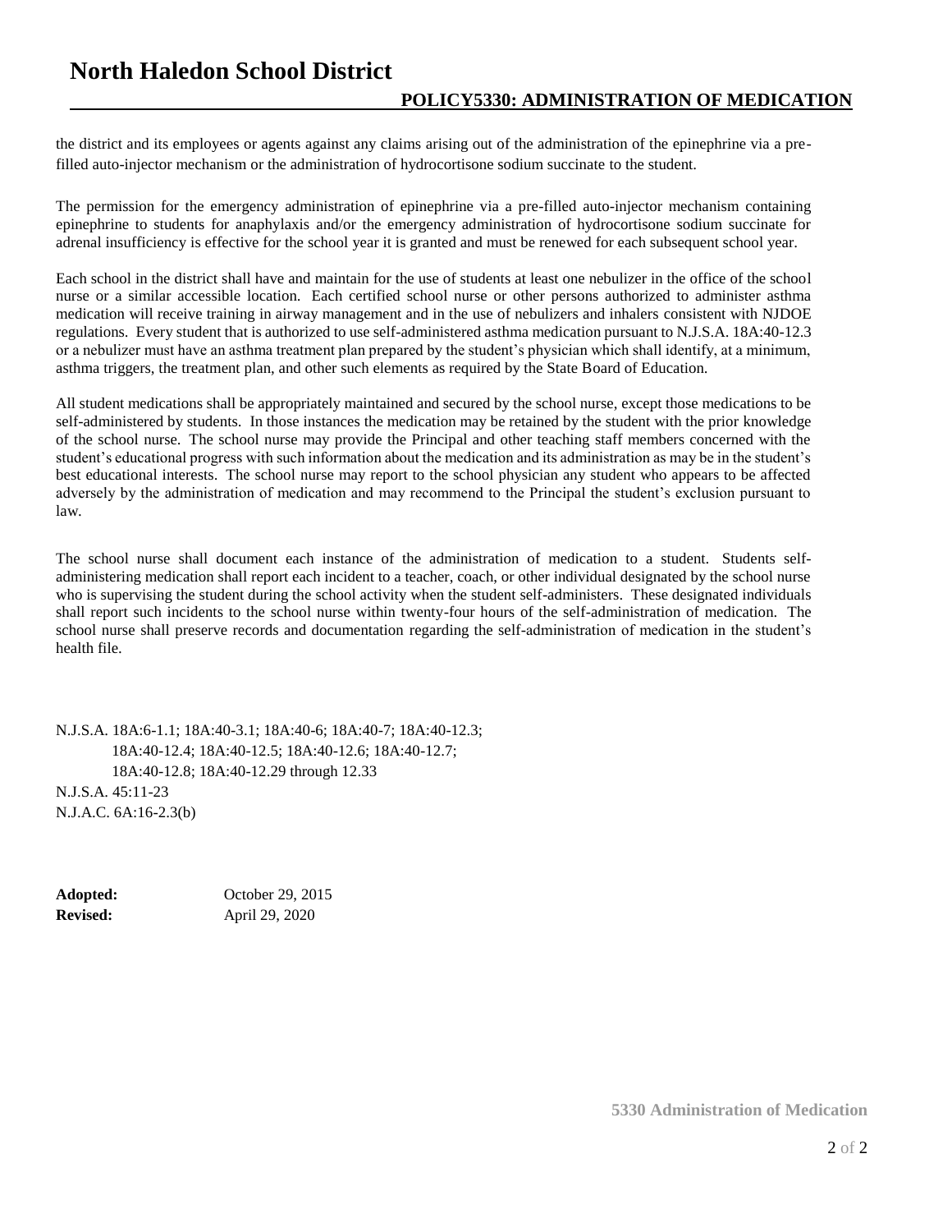the district and its employees or agents against any claims arising out of the administration of the epinephrine via a pre-filled auto-injector mechanism or the administration of hydrocortisone sodium succinate to the student.

The permission for the emergency administration of epinephrine via a pre-filled auto-injector mechanism containing epinephrine to students for anaphylaxis and/or the emergency administration of hydrocortisone sodium succinate for adrenal insufficiency is effective for the school year it is granted and must be renewed for each subsequent school year.

Each school in the district shall have and maintain for the use of students at least one nebulizer in the office of the school nurse or a similar accessible location. Each certified school nurse or other persons authorized to administer asthma medication will receive training in airway management and in the use of nebulizers and inhalers consistent with NJDOE regulations. Every student that is authorized to use self-administered asthma medication pursuant to N.J.S.A. 18A:40-12.3 or a nebulizer must have an asthma treatment plan prepared by the student's physician which shall identify, at a minimum, asthma triggers, the treatment plan, and other such elements as required by the State Board of Education.

All student medications shall be appropriately maintained and secured by the school nurse, except those medications to be self-administered by students. In those instances the medication may be retained by the student with the prior knowledge of the school nurse. The school nurse may provide the Principal and other teaching staff members concerned with the student's educational progress with such information about the medication and its administration as may be in the student's best educational interests. The school nurse may report to the school physician any student who appears to be affected adversely by the administration of medication and may recommend to the Principal the student's exclusion pursuant to law.

The school nurse shall document each instance of the administration of medication to a student. Students self-administering medication shall report each incident to a teacher, coach, or other individual designated by the school nurse who is supervising the student during the school activity when the student self-administers. These designated individuals shall report such incidents to the school nurse within twenty-four hours of the self-administration of medication. The school nurse shall preserve records and documentation regarding the self-administration of medication in the student's health file.

N.J.S.A. 18A:6-1.1; 18A:40-3.1; 18A:40-6; 18A:40-7; 18A:40-12.3;
18A:40-12.4; 18A:40-12.5; 18A:40-12.6; 18A:40-12.7;
18A:40-12.8; 18A:40-12.29 through 12.33
N.J.S.A. 45:11-23
N.J.A.C. 6A:16-2.3(b)

**Adopted:** October 29, 2015
**Revised:** April 29, 2020